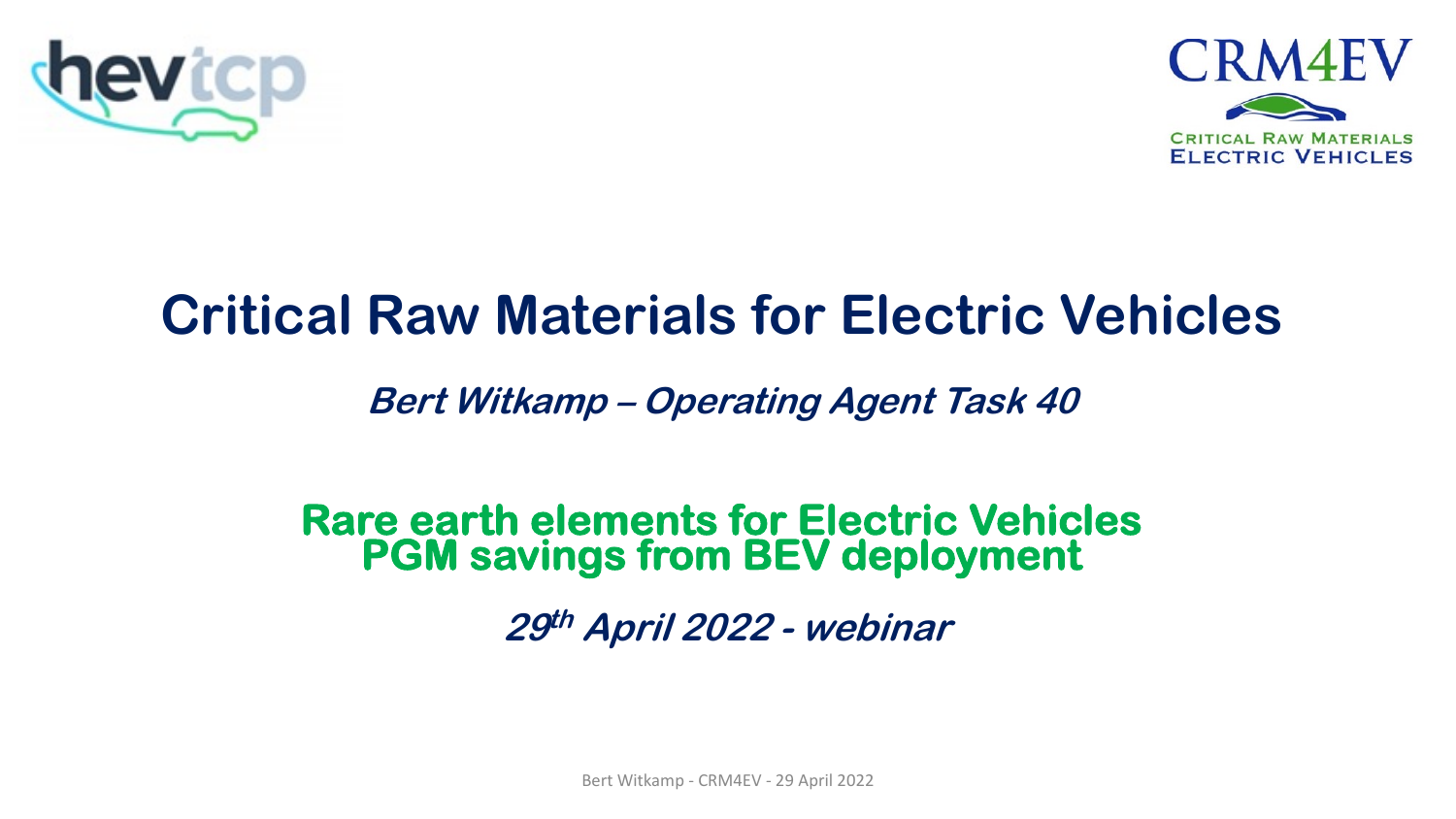hevtcp

CRM4EV

CRITICAL RAW MATERIALS
ELECTRIC VEHICLES

# Critical Raw Materials for Electric Vehicles

***Bert Witkamp – Operating Agent Task 40***

## Rare earth elements for Electric Vehicles
## PGM savings from BEV deployment

***29th April 2022 - webinar***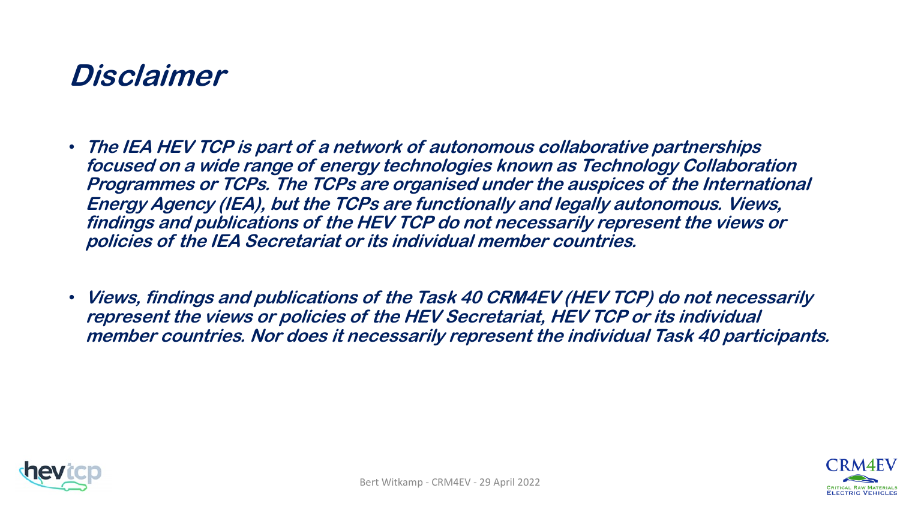# Disclaimer

- ***The IEA HEV TCP is part of a network of autonomous collaborative partnerships focused on a wide range of energy technologies known as Technology Collaboration Programmes or TCPs. The TCPs are organised under the auspices of the International Energy Agency (IEA), but the TCPs are functionally and legally autonomous. Views, findings and publications of the HEV TCP do not necessarily represent the views or policies of the IEA Secretariat or its individual member countries.***

- ***Views, findings and publications of the Task 40 CRM4EV (HEV TCP) do not necessarily represent the views or policies of the HEV Secretariat, HEV TCP or its individual member countries. Nor does it necessarily represent the individual Task 40 participants.***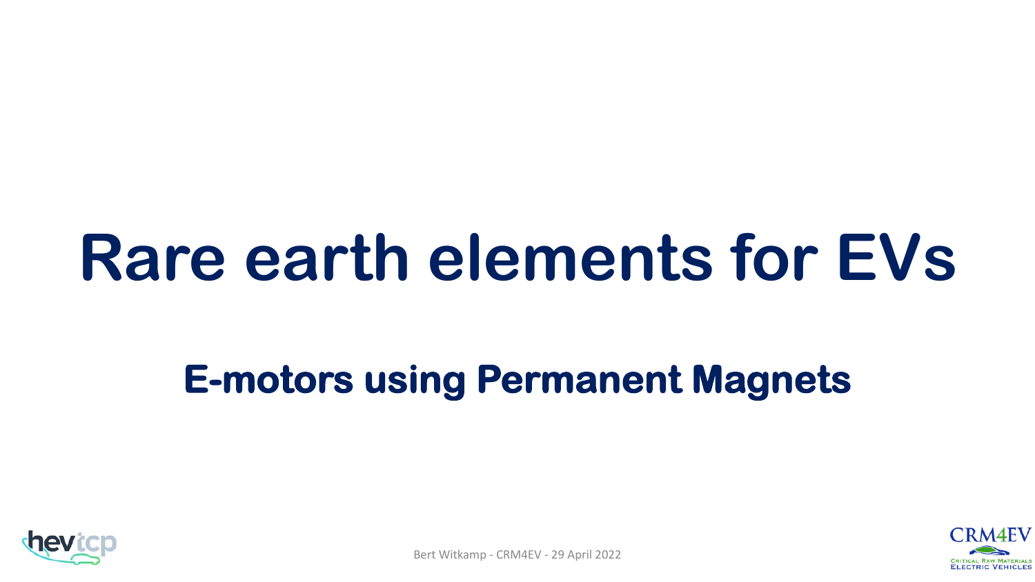# Rare earth elements for EVs

## E-motors using Permanent Magnets

Bert Witkamp - CRM4EV - 29 April 2022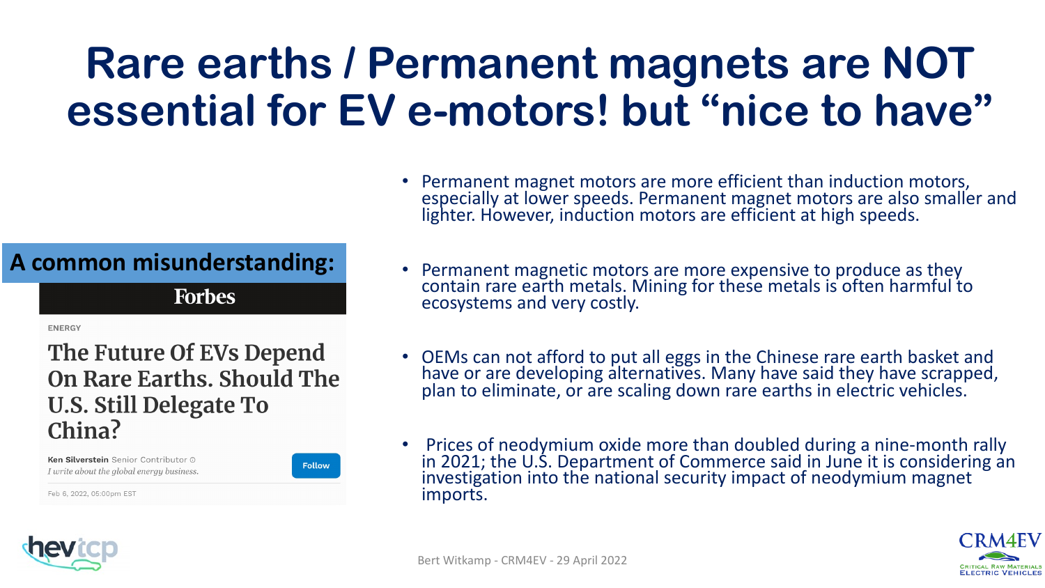# Rare earths / Permanent magnets are NOT essential for EV e-motors! but "nice to have"

**A common misunderstanding:**

**Forbes**

ENERGY

## The Future Of EVs Depend On Rare Earths. Should The U.S. Still Delegate To China?

Ken Silverstein Senior Contributor

*I write about the global energy business.*

Follow

Feb 6, 2022, 05:00pm EST

- Permanent magnet motors are more efficient than induction motors, especially at lower speeds. Permanent magnet motors are also smaller and lighter. However, induction motors are efficient at high speeds.
- Permanent magnetic motors are more expensive to produce as they contain rare earth metals. Mining for these metals is often harmful to ecosystems and very costly.
- OEMs can not afford to put all eggs in the Chinese rare earth basket and have or are developing alternatives. Many have said they have scrapped, plan to eliminate, or are scaling down rare earths in electric vehicles.
- Prices of neodymium oxide more than doubled during a nine-month rally in 2021; the U.S. Department of Commerce said in June it is considering an investigation into the national security impact of neodymium magnet imports.

Bert Witkamp - CRM4EV - 29 April 2022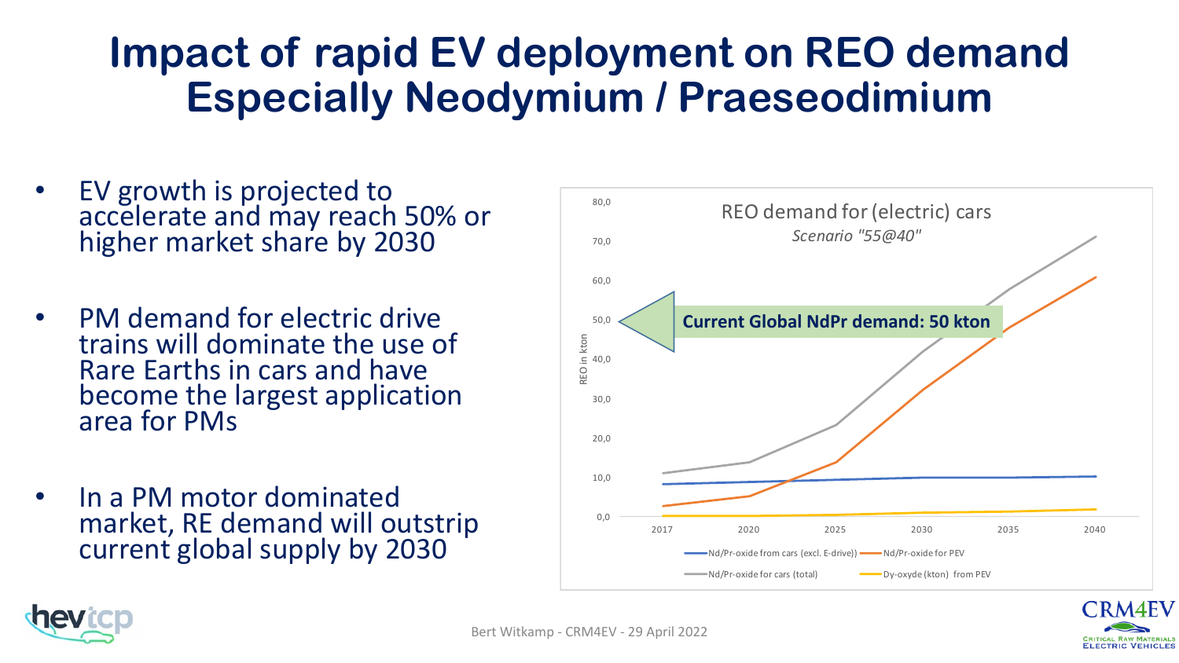# Impact of rapid EV deployment on REO demand Especially Neodymium / Praeseodimium

- EV growth is projected to accelerate and may reach 50% or higher market share by 2030
- PM demand for electric drive trains will dominate the use of Rare Earths in cars and have become the largest application area for PMs
- In a PM motor dominated market, RE demand will outstrip current global supply by 2030

REO demand for (electric) cars

*Scenario "55@40"*

**Current Global NdPr demand: 50 kton**

REO in kton

- Nd/Pr-oxide from cars (excl. E-drive))
- Nd/Pr-oxide for PEV
- Nd/Pr-oxide for cars (total)
- Dy-oxyde (kton) from PEV

Bert Witkamp - CRM4EV - 29 April 2022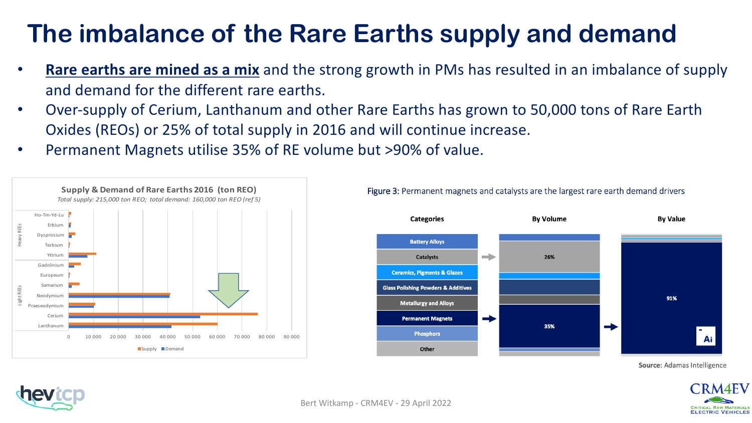# The imbalance of the Rare Earths supply and demand

- **Rare earths are mined as a mix** and the strong growth in PMs has resulted in an imbalance of supply and demand for the different rare earths.
- Over-supply of Cerium, Lanthanum and other Rare Earths has grown to 50,000 tons of Rare Earth Oxides (REOs) or 25% of total supply in 2016 and will continue increase.
- Permanent Magnets utilise 35% of RE volume but >90% of value.

**Supply & Demand of Rare Earths 2016 (ton REO)**

*Total supply: 215,000 ton REO; total demand: 160,000 ton REO (ref 5)*

Heavy REEs: Ho-Tm-Yd-Lu, Erbium, Dysprosium, Terbium, Yttrium

Light REEs: Gadolinium, Europeum, Samarium, Neodymium, Praeseodymium, Cerium, Lanthanum

0, 10 000, 20 000, 30 000, 40 000, 50 000, 60 000, 70 000, 80 000, 90 000

Supply, Demand

**Figure 3:** Permanent magnets and catalysts are the largest rare earth demand drivers

| Categories | By Volume | By Value |
|---|---|---|
| Battery Alloys | | |
| Catalysts | 26% | |
| Ceramics, Pigments & Glazes | | |
| Glass Polishing Powders & Additives | | |
| Metallurgy and Alloys | | |
| Permanent Magnets | 35% | 91% |
| Phosphors | | |
| Other | | |

**Source:** Adamas Intelligence

Bert Witkamp - CRM4EV - 29 April 2022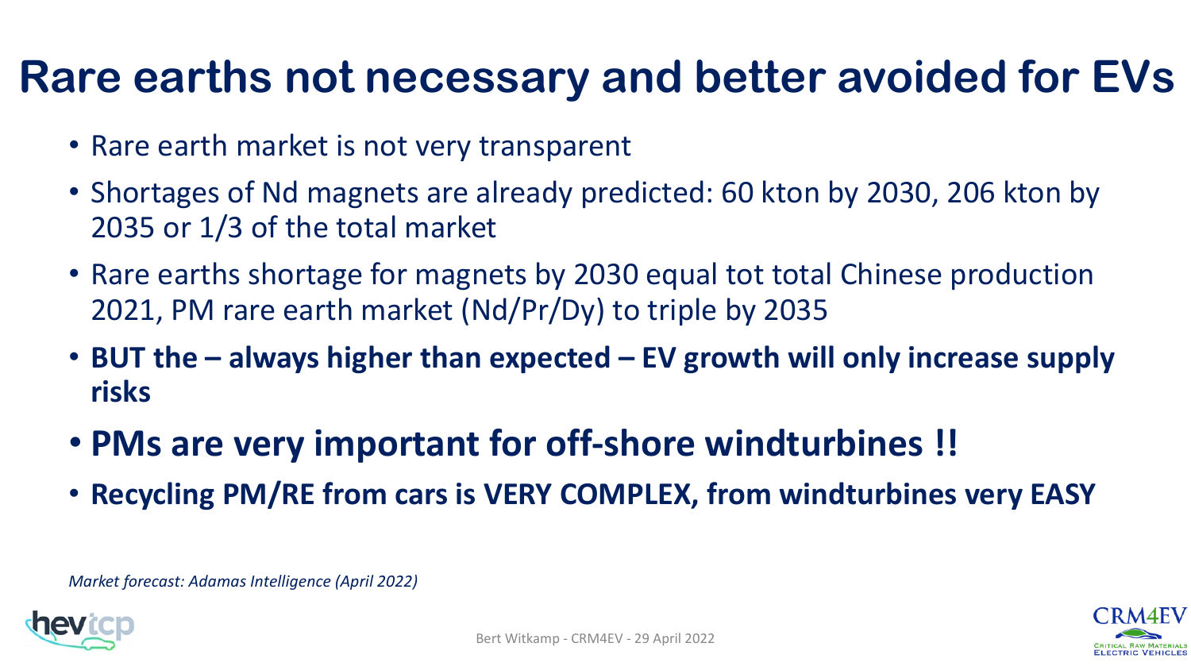# Rare earths not necessary and better avoided for EVs

- Rare earth market is not very transparent
- Shortages of Nd magnets are already predicted: 60 kton by 2030, 206 kton by 2035 or 1/3 of the total market
- Rare earths shortage for magnets by 2030 equal tot total Chinese production 2021, PM rare earth market (Nd/Pr/Dy) to triple by 2035
- **BUT the – always higher than expected – EV growth will only increase supply risks**
- **PMs are very important for off-shore windturbines !!**
- **Recycling PM/RE from cars is VERY COMPLEX, from windturbines very EASY**

*Market forecast: Adamas Intelligence (April 2022)*

Bert Witkamp - CRM4EV - 29 April 2022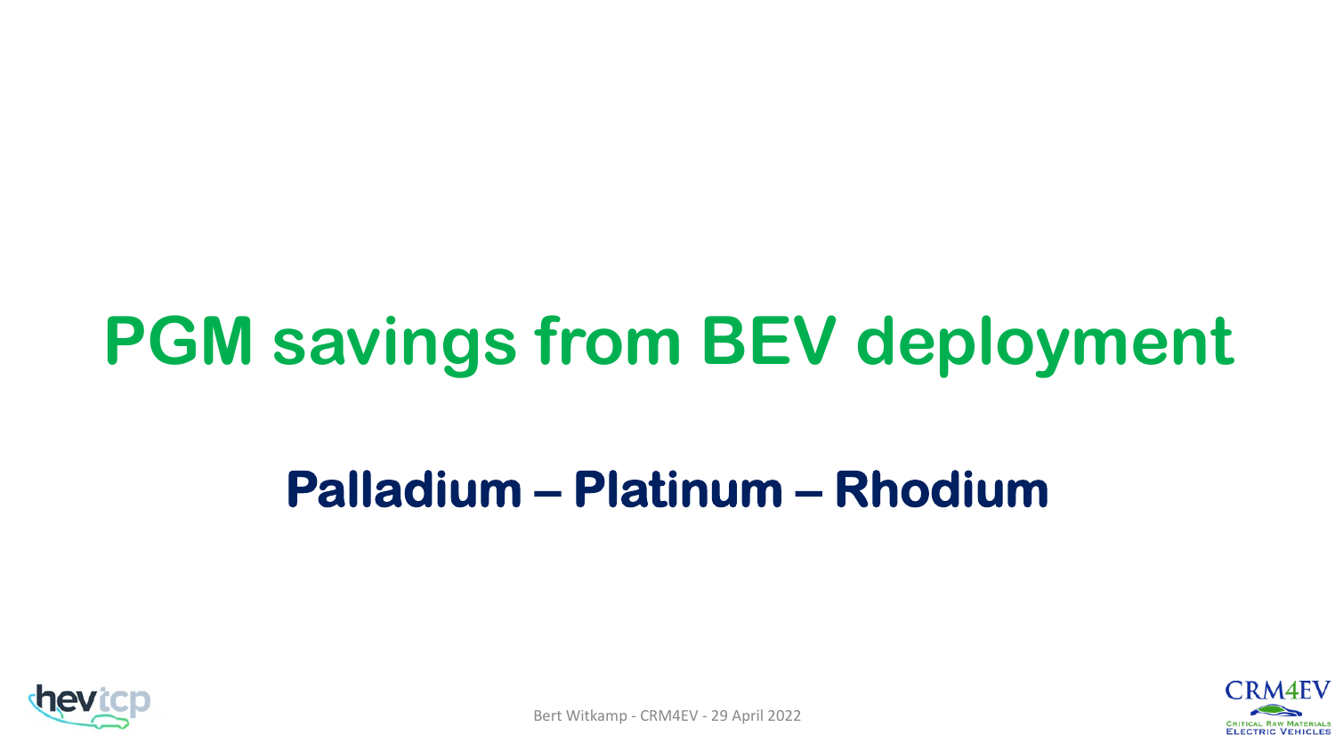# PGM savings from BEV deployment

## Palladium – Platinum – Rhodium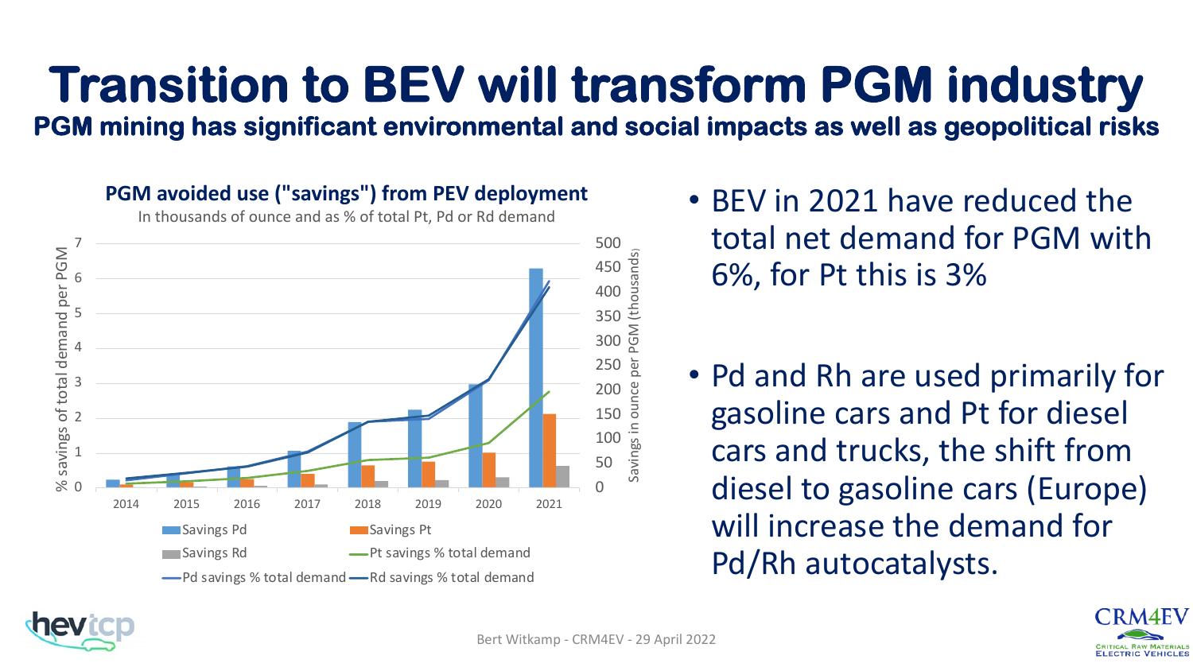# Transition to BEV will transform PGM industry

## PGM mining has significant environmental and social impacts as well as geopolitical risks

**PGM avoided use ("savings") from PEV deployment**

In thousands of ounce and as % of total Pt, Pd or Rd demand

- BEV in 2021 have reduced the total net demand for PGM with 6%, for Pt this is 3%
- Pd and Rh are used primarily for gasoline cars and Pt for diesel cars and trucks, the shift from diesel to gasoline cars (Europe) will increase the demand for Pd/Rh autocatalysts.

Bert Witkamp - CRM4EV - 29 April 2022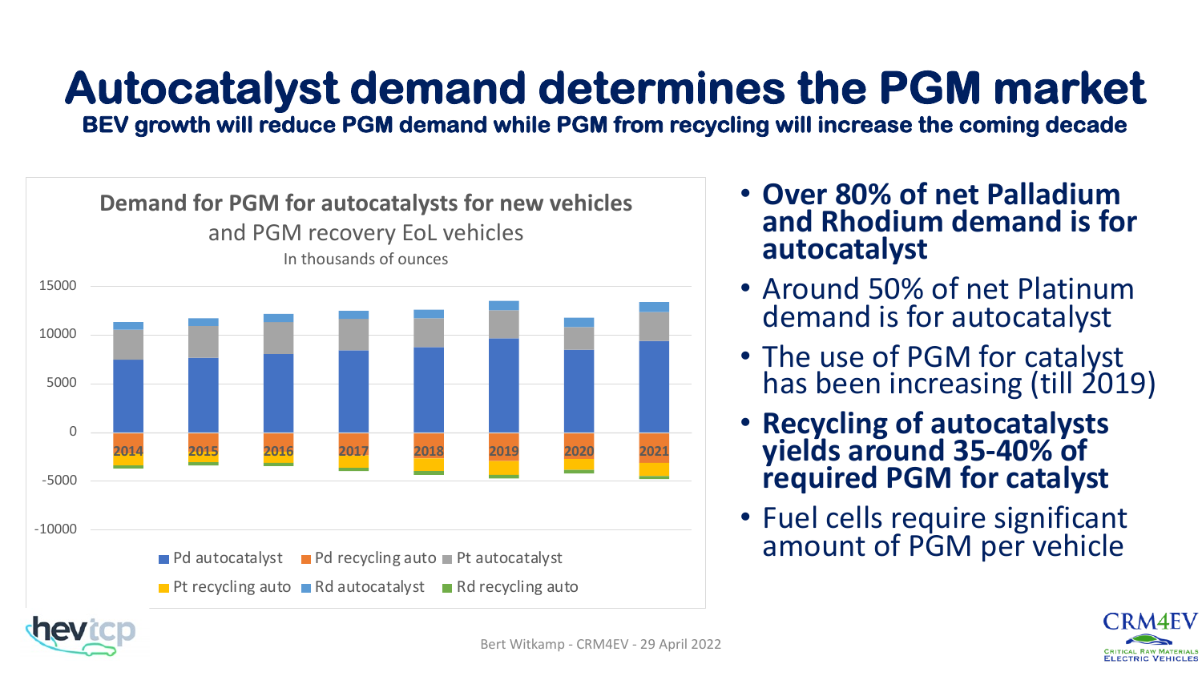# Autocatalyst demand determines the PGM market

**BEV growth will reduce PGM demand while PGM from recycling will increase the coming decade**

**Demand for PGM for autocatalysts for new vehicles**
and PGM recovery EoL vehicles
In thousands of ounces

15000
10000
5000
0
-5000
-10000

2014
2015
2016
2017
2018
2019
2020
2021

Pd autocatalyst
Pd recycling auto
Pt autocatalyst
Pt recycling auto
Rd autocatalyst
Rd recycling auto

- **Over 80% of net Palladium and Rhodium demand is for autocatalyst**
- Around 50% of net Platinum demand is for autocatalyst
- The use of PGM for catalyst has been increasing (till 2019)
- **Recycling of autocatalysts yields around 35-40% of required PGM for catalyst**
- Fuel cells require significant amount of PGM per vehicle

Bert Witkamp - CRM4EV - 29 April 2022